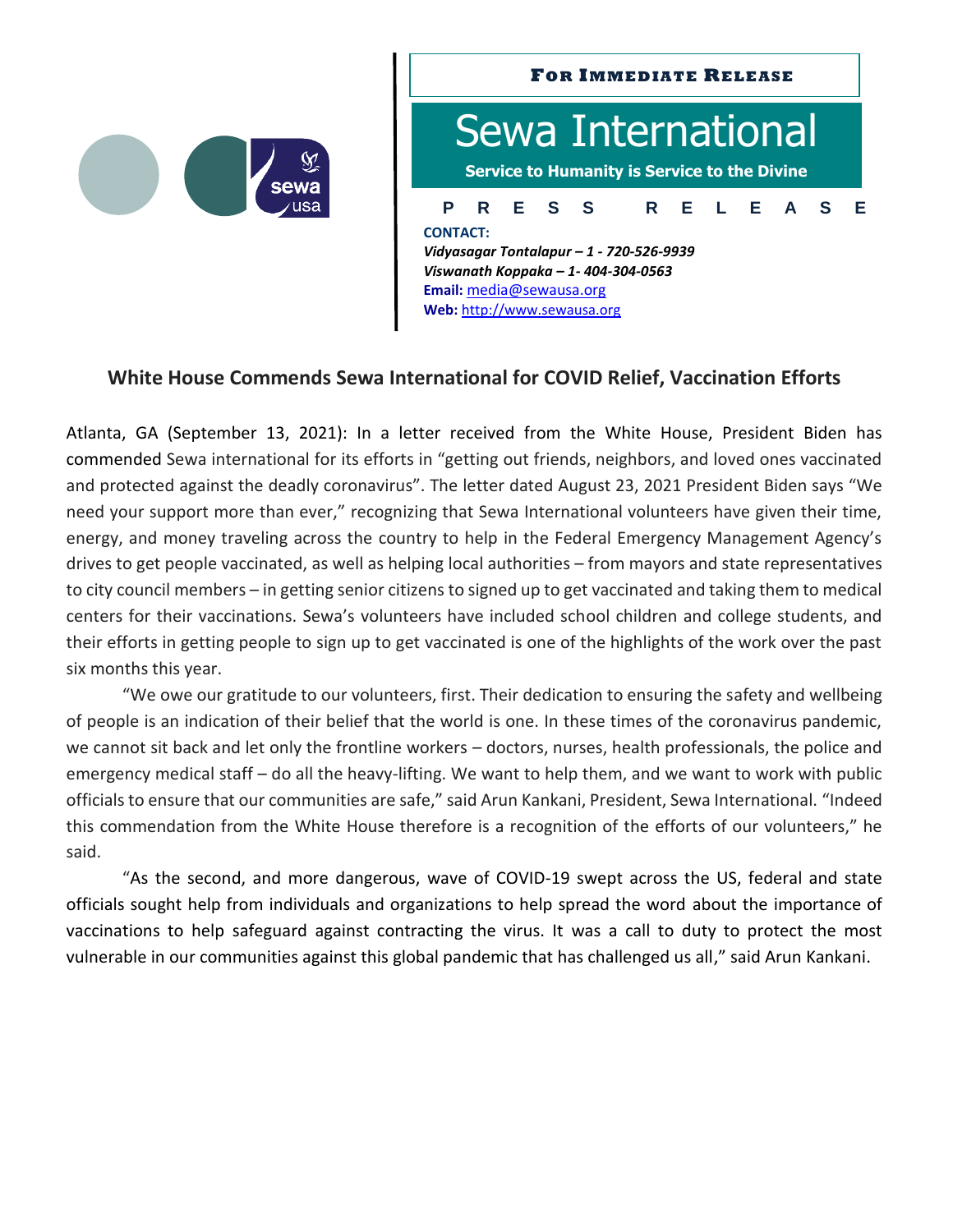**FOR IMMEDIATE RELEASE**

# Sewa International

**Service to Humanity is Service to the Divine**

**P R E S S   R E L E A S E**

**CONTACT:**
***Vidyasagar Tontalapur – 1 - 720-526-9939***
***Viswanath Koppaka – 1- 404-304-0563***
**Email:** media@sewausa.org
**Web:** http://www.sewausa.org

## White House Commends Sewa International for COVID Relief, Vaccination Efforts

Atlanta, GA (September 13, 2021): In a letter received from the White House, President Biden has commended Sewa international for its efforts in "getting out friends, neighbors, and loved ones vaccinated and protected against the deadly coronavirus". The letter dated August 23, 2021 President Biden says "We need your support more than ever," recognizing that Sewa International volunteers have given their time, energy, and money traveling across the country to help in the Federal Emergency Management Agency's drives to get people vaccinated, as well as helping local authorities – from mayors and state representatives to city council members – in getting senior citizens to signed up to get vaccinated and taking them to medical centers for their vaccinations. Sewa's volunteers have included school children and college students, and their efforts in getting people to sign up to get vaccinated is one of the highlights of the work over the past six months this year.

"We owe our gratitude to our volunteers, first. Their dedication to ensuring the safety and wellbeing of people is an indication of their belief that the world is one. In these times of the coronavirus pandemic, we cannot sit back and let only the frontline workers – doctors, nurses, health professionals, the police and emergency medical staff – do all the heavy-lifting. We want to help them, and we want to work with public officials to ensure that our communities are safe," said Arun Kankani, President, Sewa International. "Indeed this commendation from the White House therefore is a recognition of the efforts of our volunteers," he said.

"As the second, and more dangerous, wave of COVID-19 swept across the US, federal and state officials sought help from individuals and organizations to help spread the word about the importance of vaccinations to help safeguard against contracting the virus. It was a call to duty to protect the most vulnerable in our communities against this global pandemic that has challenged us all," said Arun Kankani.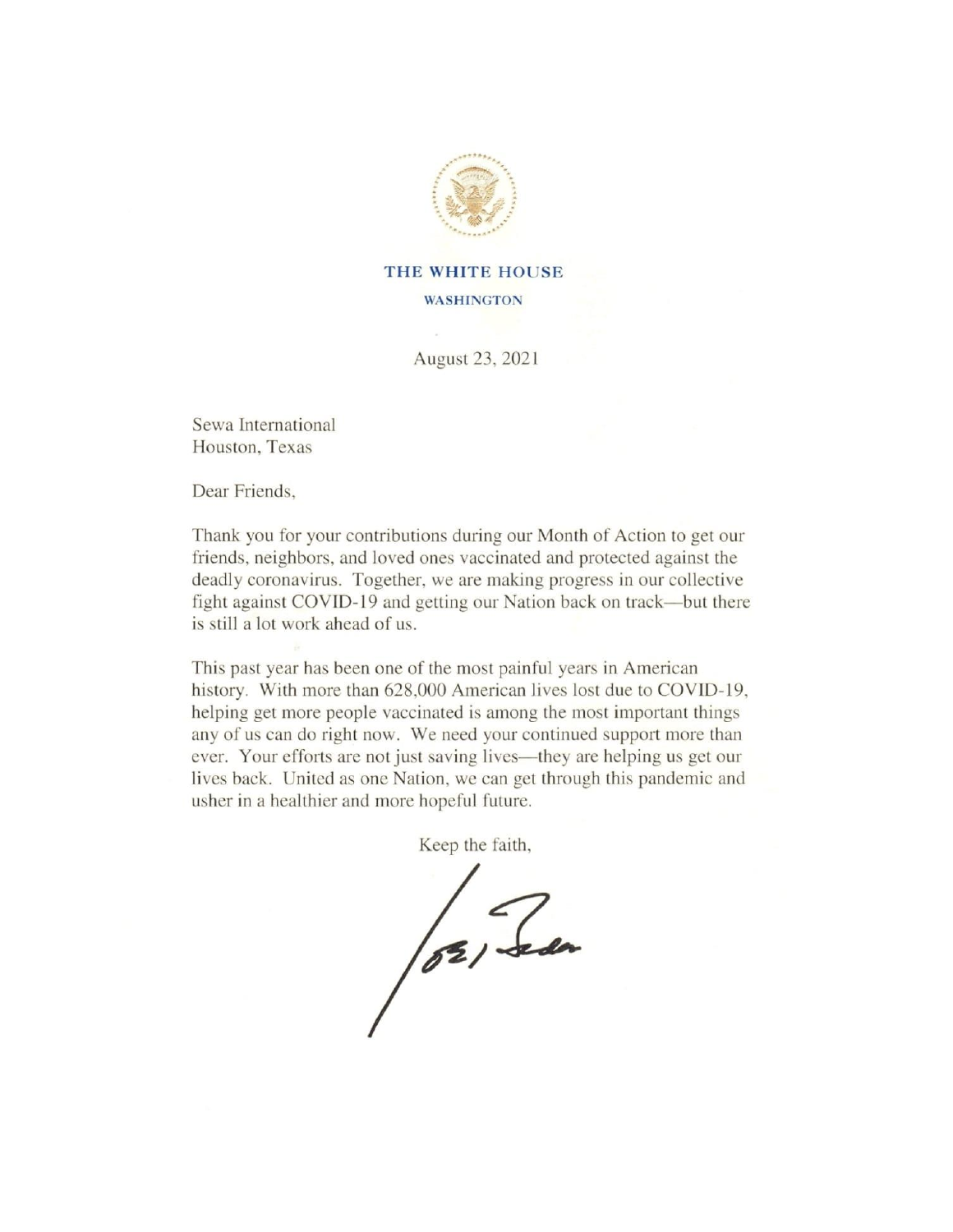**THE WHITE HOUSE**

**WASHINGTON**

August 23, 2021

Sewa International
Houston, Texas

Dear Friends,

Thank you for your contributions during our Month of Action to get our friends, neighbors, and loved ones vaccinated and protected against the deadly coronavirus. Together, we are making progress in our collective fight against COVID-19 and getting our Nation back on track—but there is still a lot work ahead of us.

This past year has been one of the most painful years in American history. With more than 628,000 American lives lost due to COVID-19, helping get more people vaccinated is among the most important things any of us can do right now. We need your continued support more than ever. Your efforts are not just saving lives—they are helping us get our lives back. United as one Nation, we can get through this pandemic and usher in a healthier and more hopeful future.

Keep the faith,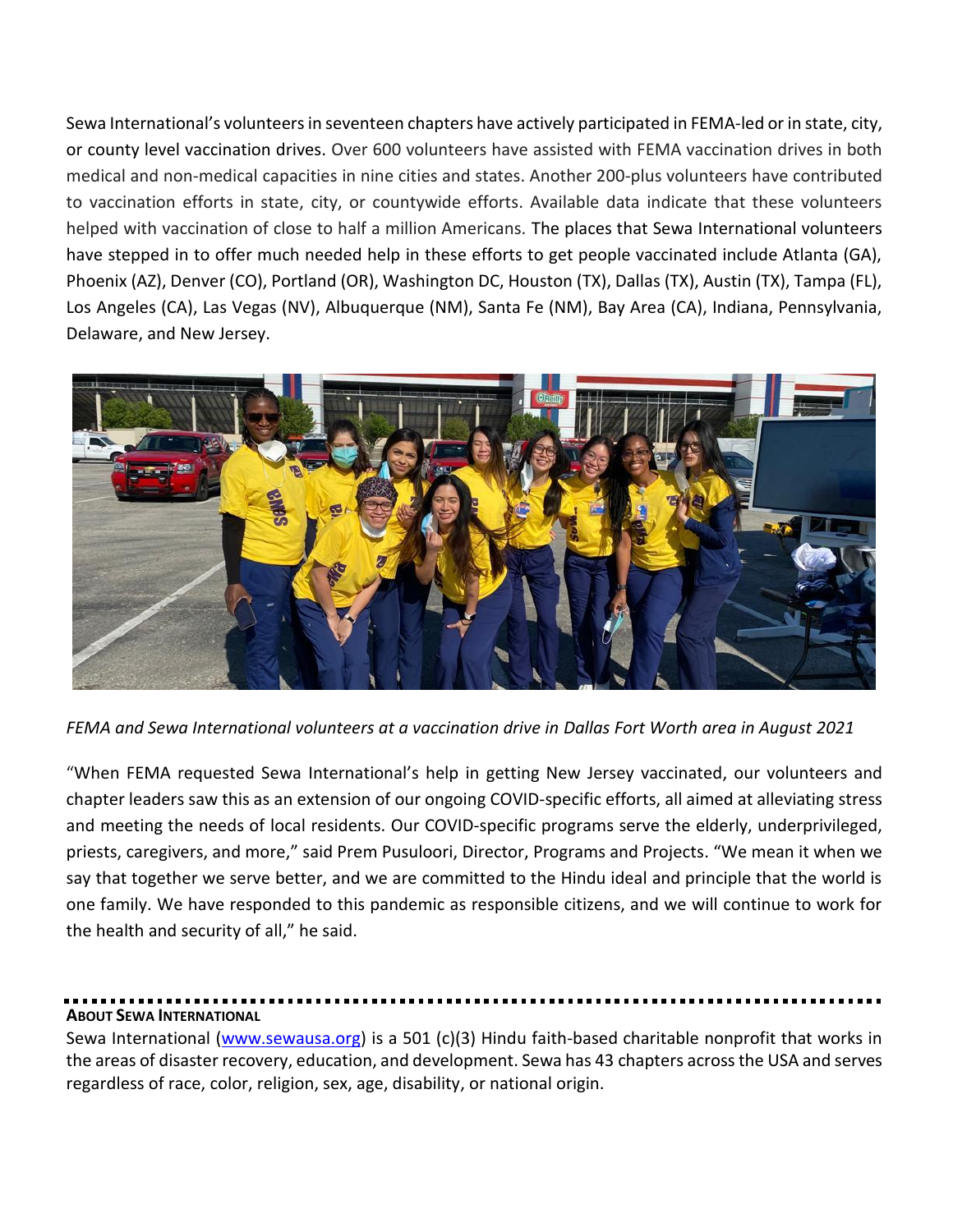Sewa International's volunteers in seventeen chapters have actively participated in FEMA-led or in state, city, or county level vaccination drives. Over 600 volunteers have assisted with FEMA vaccination drives in both medical and non-medical capacities in nine cities and states. Another 200-plus volunteers have contributed to vaccination efforts in state, city, or countywide efforts. Available data indicate that these volunteers helped with vaccination of close to half a million Americans. The places that Sewa International volunteers have stepped in to offer much needed help in these efforts to get people vaccinated include Atlanta (GA), Phoenix (AZ), Denver (CO), Portland (OR), Washington DC, Houston (TX), Dallas (TX), Austin (TX), Tampa (FL), Los Angeles (CA), Las Vegas (NV), Albuquerque (NM), Santa Fe (NM), Bay Area (CA), Indiana, Pennsylvania, Delaware, and New Jersey.

*FEMA and Sewa International volunteers at a vaccination drive in Dallas Fort Worth area in August 2021*

"When FEMA requested Sewa International's help in getting New Jersey vaccinated, our volunteers and chapter leaders saw this as an extension of our ongoing COVID-specific efforts, all aimed at alleviating stress and meeting the needs of local residents. Our COVID-specific programs serve the elderly, underprivileged, priests, caregivers, and more," said Prem Pusuloori, Director, Programs and Projects. "We mean it when we say that together we serve better, and we are committed to the Hindu ideal and principle that the world is one family. We have responded to this pandemic as responsible citizens, and we will continue to work for the health and security of all," he said.

---

**ABOUT SEWA INTERNATIONAL**

Sewa International (www.sewausa.org) is a 501 (c)(3) Hindu faith-based charitable nonprofit that works in the areas of disaster recovery, education, and development. Sewa has 43 chapters across the USA and serves regardless of race, color, religion, sex, age, disability, or national origin.